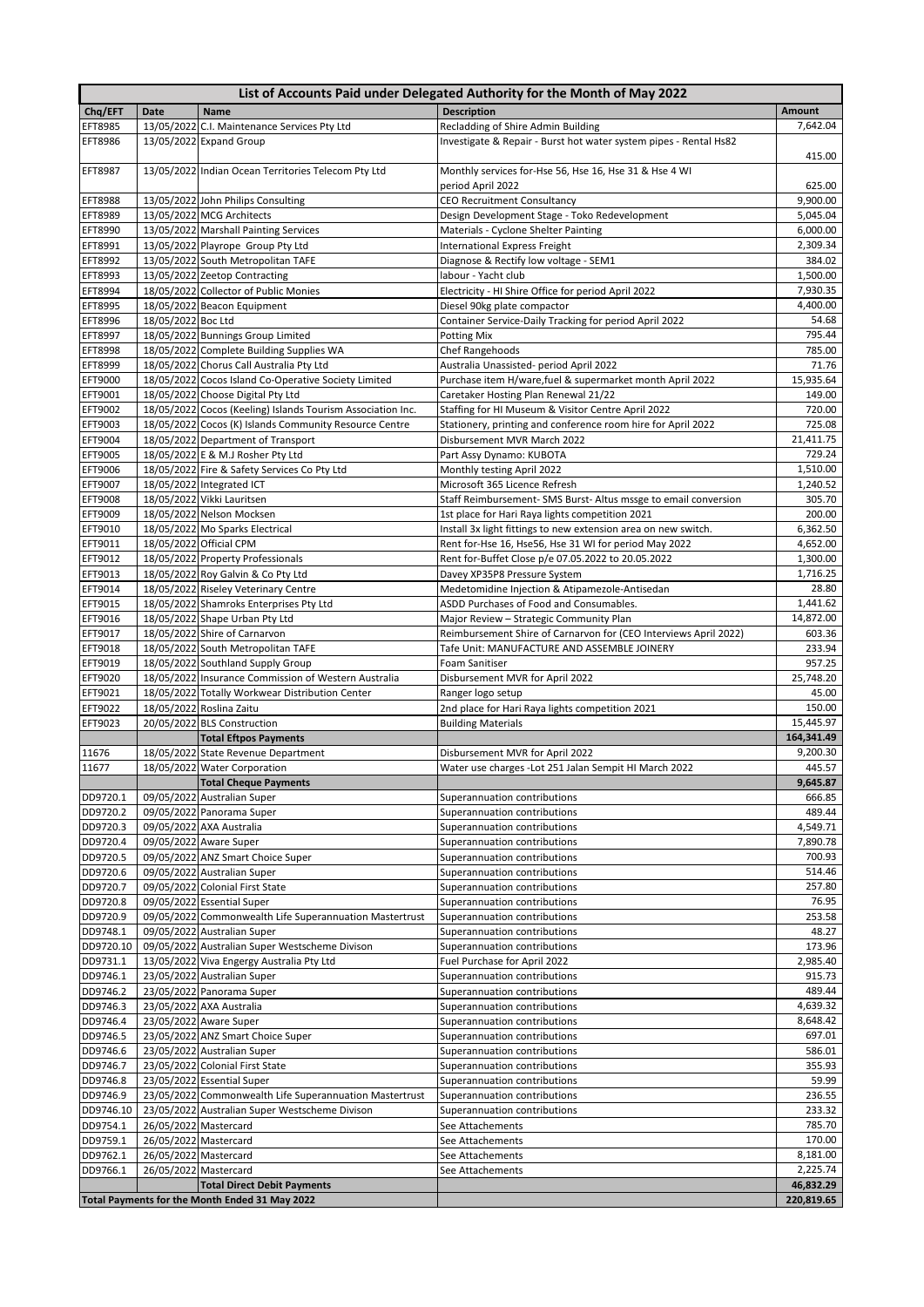| List of Accounts Paid under Delegated Authority for the Month of May 2022 | | | | |
|---|---|---|---|---|
| **Chq/EFT** | **Date** | **Name** | **Description** | **Amount** |
| EFT8985 | 13/05/2022 | C.I. Maintenance Services Pty Ltd | Recladding of Shire Admin Building | 7,642.04 |
| EFT8986 | 13/05/2022 | Expand Group | Investigate & Repair - Burst hot water system pipes - Rental Hs82 | 415.00 |
| EFT8987 | 13/05/2022 | Indian Ocean Territories Telecom Pty Ltd | Monthly services for-Hse 56, Hse 16, Hse 31 & Hse 4 WI period April 2022 | 625.00 |
| EFT8988 | 13/05/2022 | John Philips Consulting | CEO Recruitment Consultancy | 9,900.00 |
| EFT8989 | 13/05/2022 | MCG Architects | Design Development Stage - Toko Redevelopment | 5,045.04 |
| EFT8990 | 13/05/2022 | Marshall Painting Services | Materials - Cyclone Shelter Painting | 6,000.00 |
| EFT8991 | 13/05/2022 | Playrope Group Pty Ltd | International Express Freight | 2,309.34 |
| EFT8992 | 13/05/2022 | South Metropolitan TAFE | Diagnose & Rectify low voltage - SEM1 | 384.02 |
| EFT8993 | 13/05/2022 | Zeetop Contracting | labour - Yacht club | 1,500.00 |
| EFT8994 | 18/05/2022 | Collector of Public Monies | Electricity - HI Shire Office for period April 2022 | 7,930.35 |
| EFT8995 | 18/05/2022 | Beacon Equipment | Diesel 90kg plate compactor | 4,400.00 |
| EFT8996 | 18/05/2022 | Boc Ltd | Container Service-Daily Tracking for period April 2022 | 54.68 |
| EFT8997 | 18/05/2022 | Bunnings Group Limited | Potting Mix | 795.44 |
| EFT8998 | 18/05/2022 | Complete Building Supplies WA | Chef Rangehoods | 785.00 |
| EFT8999 | 18/05/2022 | Chorus Call Australia Pty Ltd | Australia Unassisted- period April 2022 | 71.76 |
| EFT9000 | 18/05/2022 | Cocos Island Co-Operative Society Limited | Purchase item H/ware,fuel & supermarket month April 2022 | 15,935.64 |
| EFT9001 | 18/05/2022 | Choose Digital Pty Ltd | Caretaker Hosting Plan Renewal 21/22 | 149.00 |
| EFT9002 | 18/05/2022 | Cocos (Keeling) Islands Tourism Association Inc. | Staffing for HI Museum & Visitor Centre April 2022 | 720.00 |
| EFT9003 | 18/05/2022 | Cocos (K) Islands Community Resource Centre | Stationery, printing and conference room hire for April 2022 | 725.08 |
| EFT9004 | 18/05/2022 | Department of Transport | Disbursement MVR March 2022 | 21,411.75 |
| EFT9005 | 18/05/2022 | E & M.J Rosher Pty Ltd | Part Assy Dynamo: KUBOTA | 729.24 |
| EFT9006 | 18/05/2022 | Fire & Safety Services Co Pty Ltd | Monthly testing April 2022 | 1,510.00 |
| EFT9007 | 18/05/2022 | Integrated ICT | Microsoft 365 Licence Refresh | 1,240.52 |
| EFT9008 | 18/05/2022 | Vikki Lauritsen | Staff Reimbursement- SMS Burst- Altus mssge to email conversion | 305.70 |
| EFT9009 | 18/05/2022 | Nelson Mocksen | 1st place for Hari Raya lights competition 2021 | 200.00 |
| EFT9010 | 18/05/2022 | Mo Sparks Electrical | Install 3x light fittings to new extension area on new switch. | 6,362.50 |
| EFT9011 | 18/05/2022 | Official CPM | Rent for-Hse 16, Hse56, Hse 31 WI for period May 2022 | 4,652.00 |
| EFT9012 | 18/05/2022 | Property Professionals | Rent for-Buffet Close p/e 07.05.2022 to 20.05.2022 | 1,300.00 |
| EFT9013 | 18/05/2022 | Roy Galvin & Co Pty Ltd | Davey XP35P8 Pressure System | 1,716.25 |
| EFT9014 | 18/05/2022 | Riseley Veterinary Centre | Medetomidine Injection & Atipamezole-Antisedan | 28.80 |
| EFT9015 | 18/05/2022 | Shamroks Enterprises Pty Ltd | ASDD Purchases of Food and Consumables. | 1,441.62 |
| EFT9016 | 18/05/2022 | Shape Urban Pty Ltd | Major Review – Strategic Community Plan | 14,872.00 |
| EFT9017 | 18/05/2022 | Shire of Carnarvon | Reimbursement Shire of Carnarvon (for CEO Interviews April 2022) | 603.36 |
| EFT9018 | 18/05/2022 | South Metropolitan TAFE | Tafe Unit: MANUFACTURE AND ASSEMBLE JOINERY | 233.94 |
| EFT9019 | 18/05/2022 | Southland Supply Group | Foam Sanitiser | 957.25 |
| EFT9020 | 18/05/2022 | Insurance Commission of Western Australia | Disbursement MVR for April 2022 | 25,748.20 |
| EFT9021 | 18/05/2022 | Totally Workwear Distribution Center | Ranger logo setup | 45.00 |
| EFT9022 | 18/05/2022 | Roslina Zaitu | 2nd place for Hari Raya lights competition 2021 | 150.00 |
| EFT9023 | 20/05/2022 | BLS Construction | Building Materials | 15,445.97 |
| | | **Total Eftpos Payments** | | **164,341.49** |
| 11676 | 18/05/2022 | State Revenue Department | Disbursement MVR for April 2022 | 9,200.30 |
| 11677 | 18/05/2022 | Water Corporation | Water use charges -Lot 251 Jalan Sempit HI March 2022 | 445.57 |
| | | **Total Cheque Payments** | | **9,645.87** |
| DD9720.1 | 09/05/2022 | Australian Super | Superannuation contributions | 666.85 |
| DD9720.2 | 09/05/2022 | Panorama Super | Superannuation contributions | 489.44 |
| DD9720.3 | 09/05/2022 | AXA Australia | Superannuation contributions | 4,549.71 |
| DD9720.4 | 09/05/2022 | Aware Super | Superannuation contributions | 7,890.78 |
| DD9720.5 | 09/05/2022 | ANZ Smart Choice Super | Superannuation contributions | 700.93 |
| DD9720.6 | 09/05/2022 | Australian Super | Superannuation contributions | 514.46 |
| DD9720.7 | 09/05/2022 | Colonial First State | Superannuation contributions | 257.80 |
| DD9720.8 | 09/05/2022 | Essential Super | Superannuation contributions | 76.95 |
| DD9720.9 | 09/05/2022 | Commonwealth Life Superannuation Mastertrust | Superannuation contributions | 253.58 |
| DD9748.1 | 09/05/2022 | Australian Super | Superannuation contributions | 48.27 |
| DD9720.10 | 09/05/2022 | Australian Super Westscheme Divison | Superannuation contributions | 173.96 |
| DD9731.1 | 13/05/2022 | Viva Engergy Australia Pty Ltd | Fuel Purchase for April 2022 | 2,985.40 |
| DD9746.1 | 23/05/2022 | Australian Super | Superannuation contributions | 915.73 |
| DD9746.2 | 23/05/2022 | Panorama Super | Superannuation contributions | 489.44 |
| DD9746.3 | 23/05/2022 | AXA Australia | Superannuation contributions | 4,639.32 |
| DD9746.4 | 23/05/2022 | Aware Super | Superannuation contributions | 8,648.42 |
| DD9746.5 | 23/05/2022 | ANZ Smart Choice Super | Superannuation contributions | 697.01 |
| DD9746.6 | 23/05/2022 | Australian Super | Superannuation contributions | 586.01 |
| DD9746.7 | 23/05/2022 | Colonial First State | Superannuation contributions | 355.93 |
| DD9746.8 | 23/05/2022 | Essential Super | Superannuation contributions | 59.99 |
| DD9746.9 | 23/05/2022 | Commonwealth Life Superannuation Mastertrust | Superannuation contributions | 236.55 |
| DD9746.10 | 23/05/2022 | Australian Super Westscheme Divison | Superannuation contributions | 233.32 |
| DD9754.1 | 26/05/2022 | Mastercard | See Attachements | 785.70 |
| DD9759.1 | 26/05/2022 | Mastercard | See Attachements | 170.00 |
| DD9762.1 | 26/05/2022 | Mastercard | See Attachements | 8,181.00 |
| DD9766.1 | 26/05/2022 | Mastercard | See Attachements | 2,225.74 |
| | | **Total Direct Debit Payments** | | **46,832.29** |
| **Total Payments for the Month Ended 31 May 2022** | | | | **220,819.65** |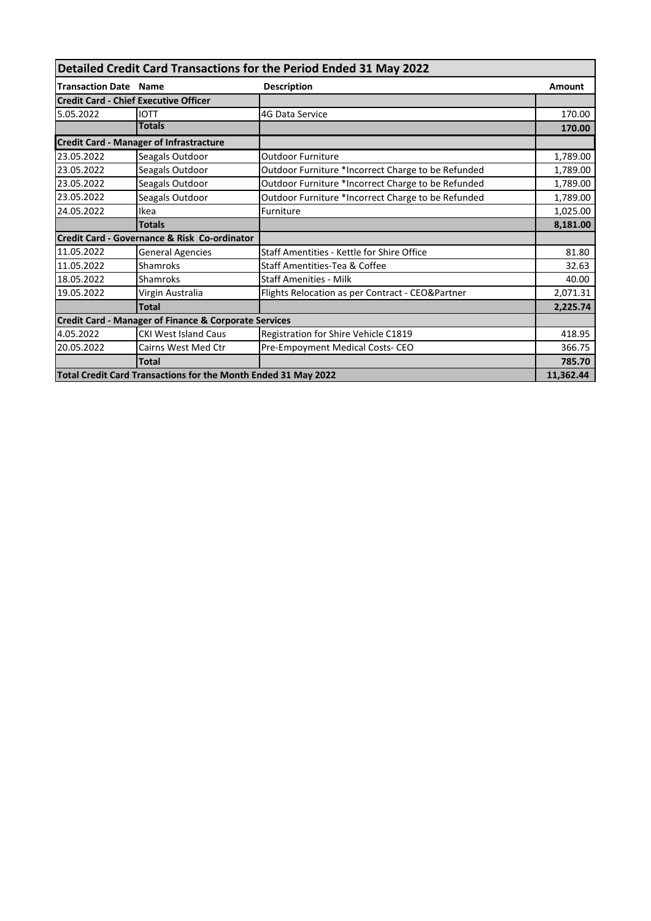| Detailed Credit Card Transactions for the Period Ended 31 May 2022 | | | |
|---|---|---|---|
| **Transaction Date** | **Name** | **Description** | **Amount** |
| **Credit Card - Chief Executive Officer** | | | |
| 5.05.2022 | IOTT | 4G Data Service | 170.00 |
| | **Totals** | | **170.00** |
| **Credit Card - Manager of Infrastructure** | | | |
| 23.05.2022 | Seagals Outdoor | Outdoor Furniture | 1,789.00 |
| 23.05.2022 | Seagals Outdoor | Outdoor Furniture *Incorrect Charge to be Refunded | 1,789.00 |
| 23.05.2022 | Seagals Outdoor | Outdoor Furniture *Incorrect Charge to be Refunded | 1,789.00 |
| 23.05.2022 | Seagals Outdoor | Outdoor Furniture *Incorrect Charge to be Refunded | 1,789.00 |
| 24.05.2022 | Ikea | Furniture | 1,025.00 |
| | **Totals** | | **8,181.00** |
| **Credit Card - Governance & Risk Co-ordinator** | | | |
| 11.05.2022 | General Agencies | Staff Amentities - Kettle for Shire Office | 81.80 |
| 11.05.2022 | Shamroks | Staff Amentities-Tea & Coffee | 32.63 |
| 18.05.2022 | Shamroks | Staff Amenities - Milk | 40.00 |
| 19.05.2022 | Virgin Australia | Flights Relocation as per Contract - CEO&Partner | 2,071.31 |
| | **Total** | | **2,225.74** |
| **Credit Card - Manager of Finance & Corporate Services** | | | |
| 4.05.2022 | CKI West Island Caus | Registration for Shire Vehicle C1819 | 418.95 |
| 20.05.2022 | Cairns West Med Ctr | Pre-Empoyment Medical Costs- CEO | 366.75 |
| | **Total** | | **785.70** |
| **Total Credit Card Transactions for the Month Ended 31 May 2022** | | | **11,362.44** |